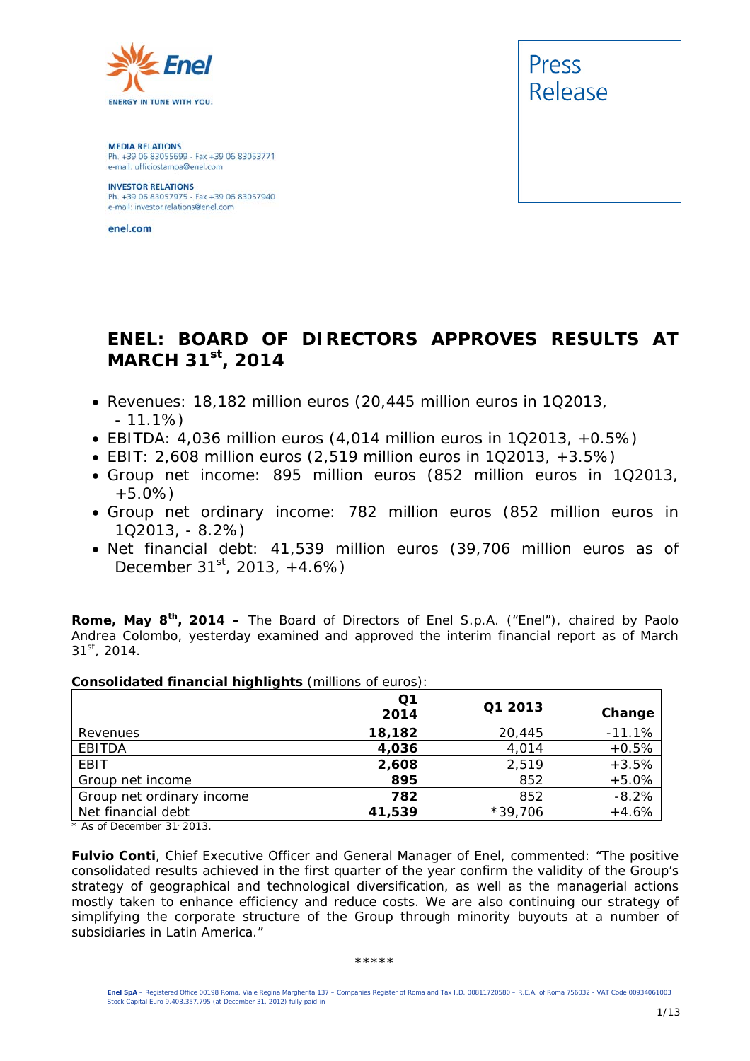MEDIA RELATIONS
Ph. +39 06 83055699 - Fax +39 06 83053771
e-mail: ufficiostampa@enel.com

INVESTOR RELATIONS
Ph. +39 06 83057975 - Fax +39 06 83057940
e-mail: investor.relations@enel.com

enel.com

Press Release

# ENEL: BOARD OF DIRECTORS APPROVES RESULTS AT MARCH 31st, 2014

- Revenues: 18,182 million euros (20,445 million euros in 1Q2013, - 11.1%)
- EBITDA: 4,036 million euros (4,014 million euros in 1Q2013, +0.5%)
- EBIT: 2,608 million euros (2,519 million euros in 1Q2013, +3.5%)
- Group net income: 895 million euros (852 million euros in 1Q2013, +5.0%)
- Group net ordinary income: 782 million euros (852 million euros in 1Q2013, - 8.2%)
- Net financial debt: 41,539 million euros (39,706 million euros as of December 31st, 2013, +4.6%)

**Rome, May 8th, 2014 –** The Board of Directors of Enel S.p.A. ("Enel"), chaired by Paolo Andrea Colombo, yesterday examined and approved the interim financial report as of March 31st, 2014.

**Consolidated financial highlights** (millions of euros):

| | Q1 2014 | Q1 2013 | Change |
|---|---|---|---|
| Revenues | **18,182** | 20,445 | -11.1% |
| EBITDA | **4,036** | 4,014 | +0.5% |
| EBIT | **2,608** | 2,519 | +3.5% |
| Group net income | **895** | 852 | +5.0% |
| Group net ordinary income | **782** | 852 | -8.2% |
| Net financial debt | **41,539** | *39,706 | +4.6% |

\* As of December 31, 2013.

**Fulvio Conti**, Chief Executive Officer and General Manager of Enel, commented: "The positive consolidated results achieved in the first quarter of the year confirm the validity of the Group's strategy of geographical and technological diversification, as well as the managerial actions mostly taken to enhance efficiency and reduce costs. We are also continuing our strategy of simplifying the corporate structure of the Group through minority buyouts at a number of subsidiaries in Latin America."

\*\*\*\*\*

Enel SpA – Registered Office 00198 Roma, Viale Regina Margherita 137 – Companies Register of Roma and Tax I.D. 00811720580 – R.E.A. of Roma 756032 - VAT Code 00934061003
Stock Capital Euro 9,403,357,795 (at December 31, 2012) fully paid-in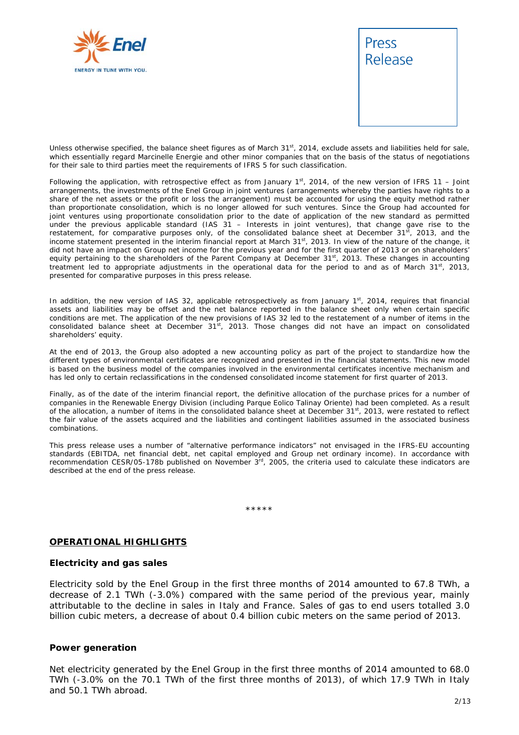Unless otherwise specified, the balance sheet figures as of March 31st, 2014, exclude assets and liabilities held for sale, which essentially regard Marcinelle Energie and other minor companies that on the basis of the status of negotiations for their sale to third parties meet the requirements of IFRS 5 for such classification.

Following the application, with retrospective effect as from January 1st, 2014, of the new version of IFRS 11 – Joint arrangements, the investments of the Enel Group in joint ventures (arrangements whereby the parties have rights to a share of the net assets or the profit or loss the arrangement) must be accounted for using the equity method rather than proportionate consolidation, which is no longer allowed for such ventures. Since the Group had accounted for joint ventures using proportionate consolidation prior to the date of application of the new standard as permitted under the previous applicable standard (IAS 31 – Interests in joint ventures), that change gave rise to the restatement, for comparative purposes only, of the consolidated balance sheet at December 31st, 2013, and the income statement presented in the interim financial report at March 31st, 2013. In view of the nature of the change, it did not have an impact on Group net income for the previous year and for the first quarter of 2013 or on shareholders' equity pertaining to the shareholders of the Parent Company at December 31st, 2013. These changes in accounting treatment led to appropriate adjustments in the operational data for the period to and as of March 31st, 2013, presented for comparative purposes in this press release.

In addition, the new version of IAS 32, applicable retrospectively as from January 1st, 2014, requires that financial assets and liabilities may be offset and the net balance reported in the balance sheet only when certain specific conditions are met. The application of the new provisions of IAS 32 led to the restatement of a number of items in the consolidated balance sheet at December 31st, 2013. Those changes did not have an impact on consolidated shareholders' equity.

At the end of 2013, the Group also adopted a new accounting policy as part of the project to standardize how the different types of environmental certificates are recognized and presented in the financial statements. This new model is based on the business model of the companies involved in the environmental certificates incentive mechanism and has led only to certain reclassifications in the condensed consolidated income statement for first quarter of 2013.

Finally, as of the date of the interim financial report, the definitive allocation of the purchase prices for a number of companies in the Renewable Energy Division (including Parque Eolico Talinay Oriente) had been completed. As a result of the allocation, a number of items in the consolidated balance sheet at December 31st, 2013, were restated to reflect the fair value of the assets acquired and the liabilities and contingent liabilities assumed in the associated business combinations.

This press release uses a number of "alternative performance indicators" not envisaged in the IFRS-EU accounting standards (EBITDA, net financial debt, net capital employed and Group net ordinary income). In accordance with recommendation CESR/05-178b published on November 3rd, 2005, the criteria used to calculate these indicators are described at the end of the press release.

\*\*\*\*\*

## OPERATIONAL HIGHLIGHTS

### Electricity and gas sales

Electricity sold by the Enel Group in the first three months of 2014 amounted to 67.8 TWh, a decrease of 2.1 TWh (-3.0%) compared with the same period of the previous year, mainly attributable to the decline in sales in Italy and France. Sales of gas to end users totalled 3.0 billion cubic meters, a decrease of about 0.4 billion cubic meters on the same period of 2013.

### Power generation

Net electricity generated by the Enel Group in the first three months of 2014 amounted to 68.0 TWh (-3.0% on the 70.1 TWh of the first three months of 2013), of which 17.9 TWh in Italy and 50.1 TWh abroad.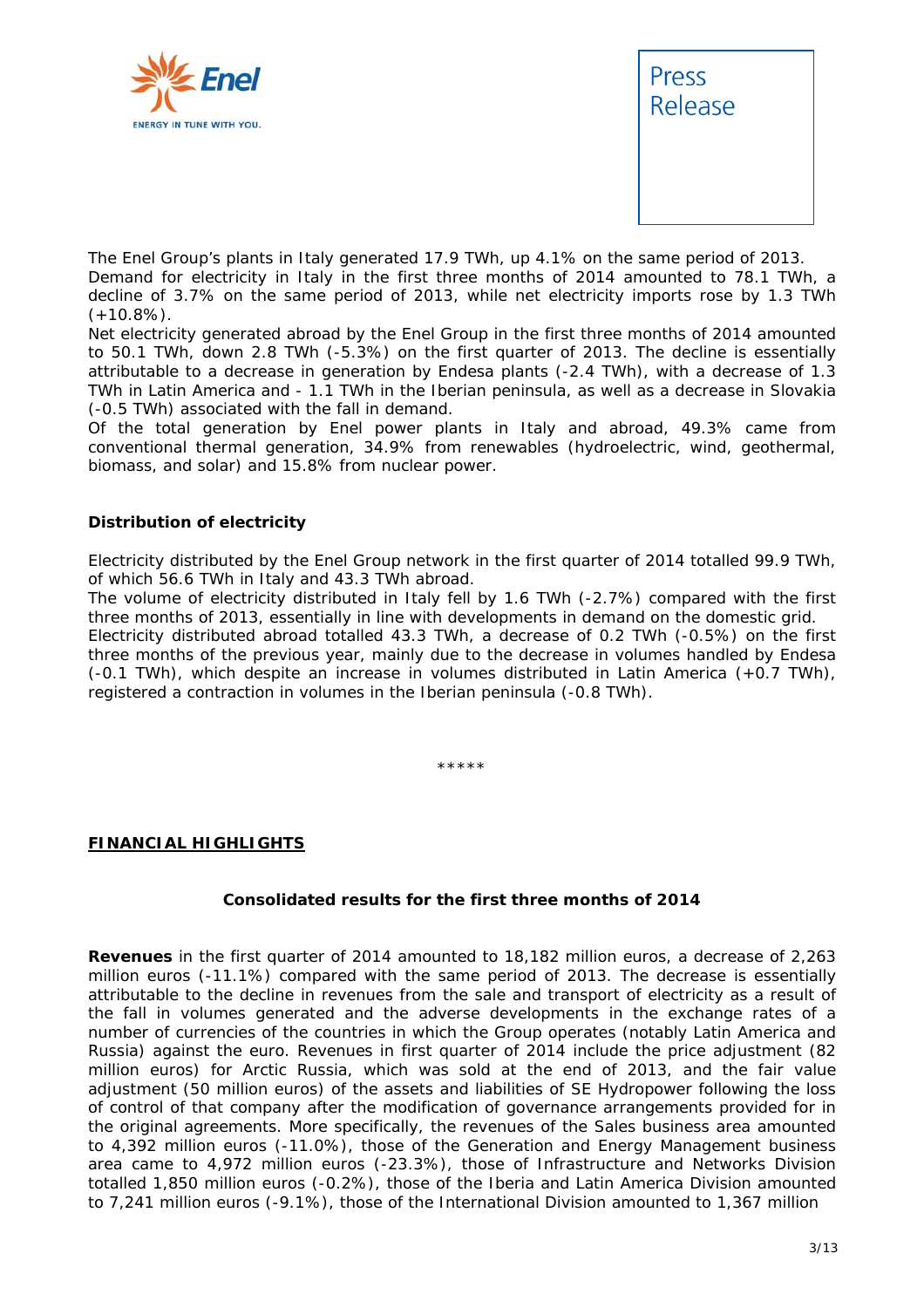The Enel Group’s plants in Italy generated 17.9 TWh, up 4.1% on the same period of 2013. Demand for electricity in Italy in the first three months of 2014 amounted to 78.1 TWh, a decline of 3.7% on the same period of 2013, while net electricity imports rose by 1.3 TWh (+10.8%).
Net electricity generated abroad by the Enel Group in the first three months of 2014 amounted to 50.1 TWh, down 2.8 TWh (-5.3%) on the first quarter of 2013. The decline is essentially attributable to a decrease in generation by Endesa plants (-2.4 TWh), with a decrease of 1.3 TWh in Latin America and - 1.1 TWh in the Iberian peninsula, as well as a decrease in Slovakia (-0.5 TWh) associated with the fall in demand.
Of the total generation by Enel power plants in Italy and abroad, 49.3% came from conventional thermal generation, 34.9% from renewables (hydroelectric, wind, geothermal, biomass, and solar) and 15.8% from nuclear power.

**Distribution of electricity**

Electricity distributed by the Enel Group network in the first quarter of 2014 totalled 99.9 TWh, of which 56.6 TWh in Italy and 43.3 TWh abroad.
The volume of electricity distributed in Italy fell by 1.6 TWh (-2.7%) compared with the first three months of 2013, essentially in line with developments in demand on the domestic grid.
Electricity distributed abroad totalled 43.3 TWh, a decrease of 0.2 TWh (-0.5%) on the first three months of the previous year, mainly due to the decrease in volumes handled by Endesa (-0.1 TWh), which despite an increase in volumes distributed in Latin America (+0.7 TWh), registered a contraction in volumes in the Iberian peninsula (-0.8 TWh).

*****

**FINANCIAL HIGHLIGHTS**

**Consolidated results for the first three months of 2014**

**Revenues** in the first quarter of 2014 amounted to 18,182 million euros, a decrease of 2,263 million euros (-11.1%) compared with the same period of 2013. The decrease is essentially attributable to the decline in revenues from the sale and transport of electricity as a result of the fall in volumes generated and the adverse developments in the exchange rates of a number of currencies of the countries in which the Group operates (notably Latin America and Russia) against the euro. Revenues in first quarter of 2014 include the price adjustment (82 million euros) for Arctic Russia, which was sold at the end of 2013, and the fair value adjustment (50 million euros) of the assets and liabilities of SE Hydropower following the loss of control of that company after the modification of governance arrangements provided for in the original agreements. More specifically, the revenues of the Sales business area amounted to 4,392 million euros (-11.0%), those of the Generation and Energy Management business area came to 4,972 million euros (-23.3%), those of Infrastructure and Networks Division totalled 1,850 million euros (-0.2%), those of the Iberia and Latin America Division amounted to 7,241 million euros (-9.1%), those of the International Division amounted to 1,367 million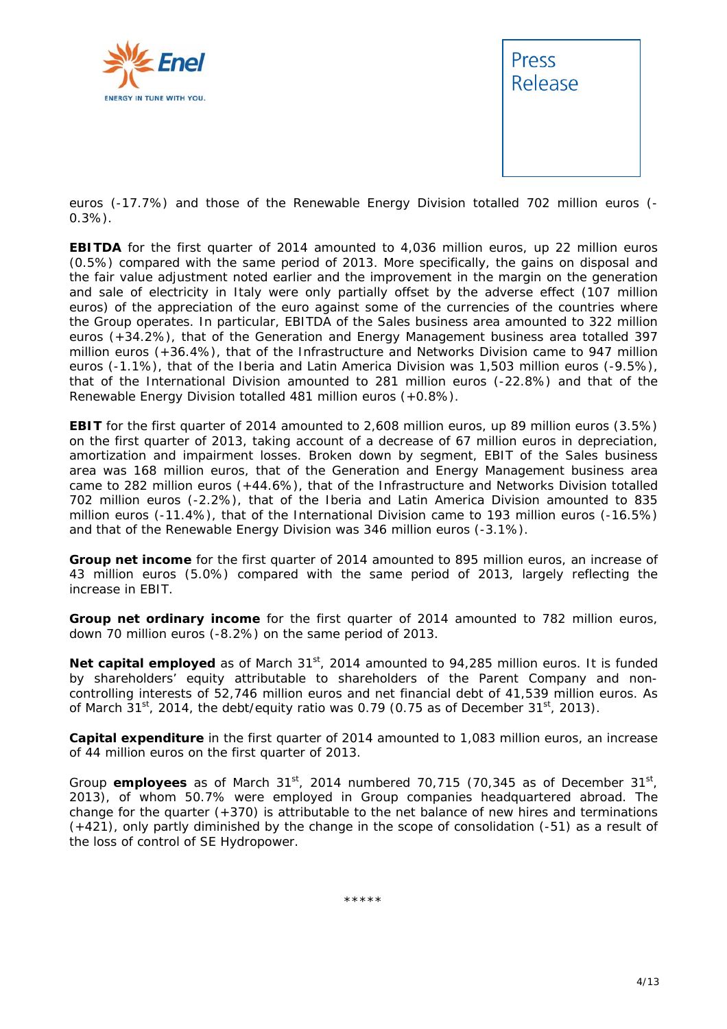euros (-17.7%) and those of the Renewable Energy Division totalled 702 million euros (-0.3%).

**EBITDA** for the first quarter of 2014 amounted to 4,036 million euros, up 22 million euros (0.5%) compared with the same period of 2013. More specifically, the gains on disposal and the fair value adjustment noted earlier and the improvement in the margin on the generation and sale of electricity in Italy were only partially offset by the adverse effect (107 million euros) of the appreciation of the euro against some of the currencies of the countries where the Group operates. In particular, EBITDA of the Sales business area amounted to 322 million euros (+34.2%), that of the Generation and Energy Management business area totalled 397 million euros (+36.4%), that of the Infrastructure and Networks Division came to 947 million euros (-1.1%), that of the Iberia and Latin America Division was 1,503 million euros (-9.5%), that of the International Division amounted to 281 million euros (-22.8%) and that of the Renewable Energy Division totalled 481 million euros (+0.8%).

**EBIT** for the first quarter of 2014 amounted to 2,608 million euros, up 89 million euros (3.5%) on the first quarter of 2013, taking account of a decrease of 67 million euros in depreciation, amortization and impairment losses. Broken down by segment, EBIT of the Sales business area was 168 million euros, that of the Generation and Energy Management business area came to 282 million euros (+44.6%), that of the Infrastructure and Networks Division totalled 702 million euros (-2.2%), that of the Iberia and Latin America Division amounted to 835 million euros (-11.4%), that of the International Division came to 193 million euros (-16.5%) and that of the Renewable Energy Division was 346 million euros (-3.1%).

**Group net income** for the first quarter of 2014 amounted to 895 million euros, an increase of 43 million euros (5.0%) compared with the same period of 2013, largely reflecting the increase in EBIT.

**Group net ordinary income** for the first quarter of 2014 amounted to 782 million euros, down 70 million euros (-8.2%) on the same period of 2013.

**Net capital employed** as of March 31st, 2014 amounted to 94,285 million euros. It is funded by shareholders' equity attributable to shareholders of the Parent Company and non-controlling interests of 52,746 million euros and net financial debt of 41,539 million euros. As of March 31st, 2014, the debt/equity ratio was 0.79 (0.75 as of December 31st, 2013).

**Capital expenditure** in the first quarter of 2014 amounted to 1,083 million euros, an increase of 44 million euros on the first quarter of 2013.

Group **employees** as of March 31st, 2014 numbered 70,715 (70,345 as of December 31st, 2013), of whom 50.7% were employed in Group companies headquartered abroad. The change for the quarter (+370) is attributable to the net balance of new hires and terminations (+421), only partly diminished by the change in the scope of consolidation (-51) as a result of the loss of control of SE Hydropower.

*****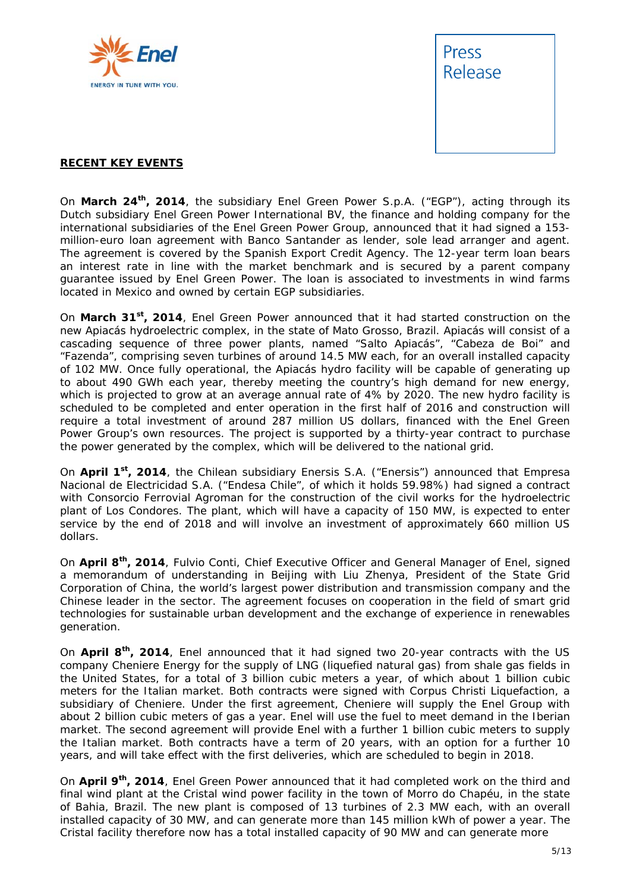**RECENT KEY EVENTS**

On **March 24th, 2014**, the subsidiary Enel Green Power S.p.A. ("EGP"), acting through its Dutch subsidiary Enel Green Power International BV, the finance and holding company for the international subsidiaries of the Enel Green Power Group, announced that it had signed a 153-million-euro loan agreement with Banco Santander as lender, sole lead arranger and agent. The agreement is covered by the Spanish Export Credit Agency. The 12-year term loan bears an interest rate in line with the market benchmark and is secured by a parent company guarantee issued by Enel Green Power. The loan is associated to investments in wind farms located in Mexico and owned by certain EGP subsidiaries.

On **March 31st, 2014**, Enel Green Power announced that it had started construction on the new Apiacás hydroelectric complex, in the state of Mato Grosso, Brazil. Apiacás will consist of a cascading sequence of three power plants, named "Salto Apiacás", "Cabeza de Boi" and "Fazenda", comprising seven turbines of around 14.5 MW each, for an overall installed capacity of 102 MW. Once fully operational, the Apiacás hydro facility will be capable of generating up to about 490 GWh each year, thereby meeting the country's high demand for new energy, which is projected to grow at an average annual rate of 4% by 2020. The new hydro facility is scheduled to be completed and enter operation in the first half of 2016 and construction will require a total investment of around 287 million US dollars, financed with the Enel Green Power Group's own resources. The project is supported by a thirty-year contract to purchase the power generated by the complex, which will be delivered to the national grid.

On **April 1st, 2014**, the Chilean subsidiary Enersis S.A. ("Enersis") announced that Empresa Nacional de Electricidad S.A. ("Endesa Chile", of which it holds 59.98%) had signed a contract with Consorcio Ferrovial Agroman for the construction of the civil works for the hydroelectric plant of Los Condores. The plant, which will have a capacity of 150 MW, is expected to enter service by the end of 2018 and will involve an investment of approximately 660 million US dollars.

On **April 8th, 2014**, Fulvio Conti, Chief Executive Officer and General Manager of Enel, signed a memorandum of understanding in Beijing with Liu Zhenya, President of the State Grid Corporation of China, the world's largest power distribution and transmission company and the Chinese leader in the sector. The agreement focuses on cooperation in the field of smart grid technologies for sustainable urban development and the exchange of experience in renewables generation.

On **April 8th, 2014**, Enel announced that it had signed two 20-year contracts with the US company Cheniere Energy for the supply of LNG (liquefied natural gas) from shale gas fields in the United States, for a total of 3 billion cubic meters a year, of which about 1 billion cubic meters for the Italian market. Both contracts were signed with Corpus Christi Liquefaction, a subsidiary of Cheniere. Under the first agreement, Cheniere will supply the Enel Group with about 2 billion cubic meters of gas a year. Enel will use the fuel to meet demand in the Iberian market. The second agreement will provide Enel with a further 1 billion cubic meters to supply the Italian market. Both contracts have a term of 20 years, with an option for a further 10 years, and will take effect with the first deliveries, which are scheduled to begin in 2018.

On **April 9th, 2014**, Enel Green Power announced that it had completed work on the third and final wind plant at the Cristal wind power facility in the town of Morro do Chapéu, in the state of Bahia, Brazil. The new plant is composed of 13 turbines of 2.3 MW each, with an overall installed capacity of 30 MW, and can generate more than 145 million kWh of power a year. The Cristal facility therefore now has a total installed capacity of 90 MW and can generate more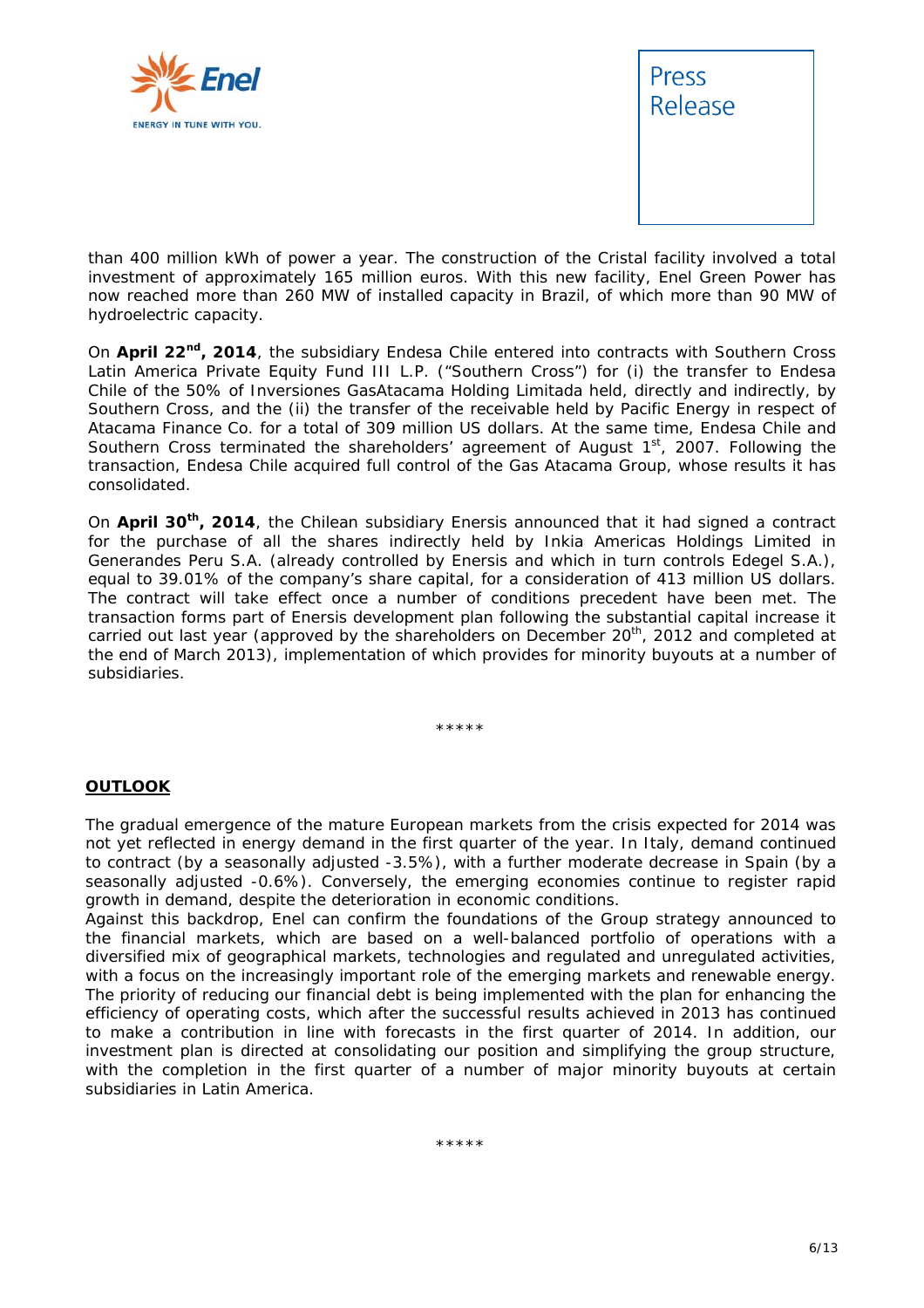than 400 million kWh of power a year. The construction of the Cristal facility involved a total investment of approximately 165 million euros. With this new facility, Enel Green Power has now reached more than 260 MW of installed capacity in Brazil, of which more than 90 MW of hydroelectric capacity.

On **April 22nd, 2014**, the subsidiary Endesa Chile entered into contracts with Southern Cross Latin America Private Equity Fund III L.P. ("Southern Cross") for (i) the transfer to Endesa Chile of the 50% of Inversiones GasAtacama Holding Limitada held, directly and indirectly, by Southern Cross, and the (ii) the transfer of the receivable held by Pacific Energy in respect of Atacama Finance Co. for a total of 309 million US dollars. At the same time, Endesa Chile and Southern Cross terminated the shareholders' agreement of August 1st, 2007. Following the transaction, Endesa Chile acquired full control of the Gas Atacama Group, whose results it has consolidated.

On **April 30th, 2014**, the Chilean subsidiary Enersis announced that it had signed a contract for the purchase of all the shares indirectly held by Inkia Americas Holdings Limited in Generandes Peru S.A. (already controlled by Enersis and which in turn controls Edegel S.A.), equal to 39.01% of the company's share capital, for a consideration of 413 million US dollars. The contract will take effect once a number of conditions precedent have been met. The transaction forms part of Enersis development plan following the substantial capital increase it carried out last year (approved by the shareholders on December 20th, 2012 and completed at the end of March 2013), implementation of which provides for minority buyouts at a number of subsidiaries.

*****

## OUTLOOK

The gradual emergence of the mature European markets from the crisis expected for 2014 was not yet reflected in energy demand in the first quarter of the year. In Italy, demand continued to contract (by a seasonally adjusted -3.5%), with a further moderate decrease in Spain (by a seasonally adjusted -0.6%). Conversely, the emerging economies continue to register rapid growth in demand, despite the deterioration in economic conditions.

Against this backdrop, Enel can confirm the foundations of the Group strategy announced to the financial markets, which are based on a well-balanced portfolio of operations with a diversified mix of geographical markets, technologies and regulated and unregulated activities, with a focus on the increasingly important role of the emerging markets and renewable energy. The priority of reducing our financial debt is being implemented with the plan for enhancing the efficiency of operating costs, which after the successful results achieved in 2013 has continued to make a contribution in line with forecasts in the first quarter of 2014. In addition, our investment plan is directed at consolidating our position and simplifying the group structure, with the completion in the first quarter of a number of major minority buyouts at certain subsidiaries in Latin America.

*****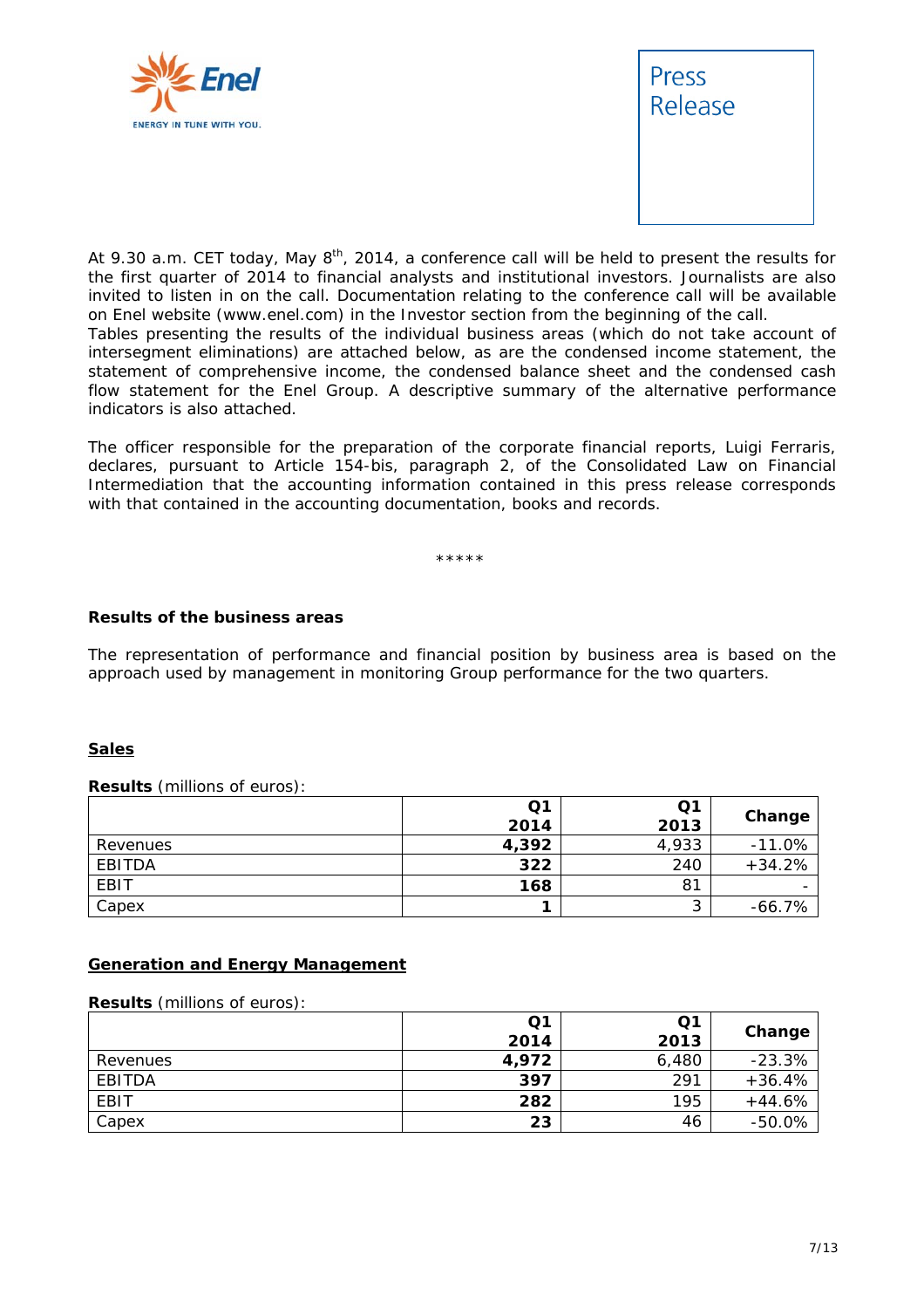At 9.30 a.m. CET today, May 8th, 2014, a conference call will be held to present the results for the first quarter of 2014 to financial analysts and institutional investors. Journalists are also invited to listen in on the call. Documentation relating to the conference call will be available on Enel website (www.enel.com) in the Investor section from the beginning of the call.
Tables presenting the results of the individual business areas (which do not take account of intersegment eliminations) are attached below, as are the condensed income statement, the statement of comprehensive income, the condensed balance sheet and the condensed cash flow statement for the Enel Group. A descriptive summary of the alternative performance indicators is also attached.

The officer responsible for the preparation of the corporate financial reports, Luigi Ferraris, declares, pursuant to Article 154-bis, paragraph 2, of the Consolidated Law on Financial Intermediation that the accounting information contained in this press release corresponds with that contained in the accounting documentation, books and records.

*****

**Results of the business areas**

The representation of performance and financial position by business area is based on the approach used by management in monitoring Group performance for the two quarters.

**Sales**

**Results** (millions of euros):

| | Q1 2014 | Q1 2013 | Change |
|---|---|---|---|
| Revenues | **4,392** | 4,933 | -11.0% |
| EBITDA | **322** | 240 | +34.2% |
| EBIT | **168** | 81 | - |
| Capex | **1** | 3 | -66.7% |

**Generation and Energy Management**

**Results** (millions of euros):

| | Q1 2014 | Q1 2013 | Change |
|---|---|---|---|
| Revenues | **4,972** | 6,480 | -23.3% |
| EBITDA | **397** | 291 | +36.4% |
| EBIT | **282** | 195 | +44.6% |
| Capex | **23** | 46 | -50.0% |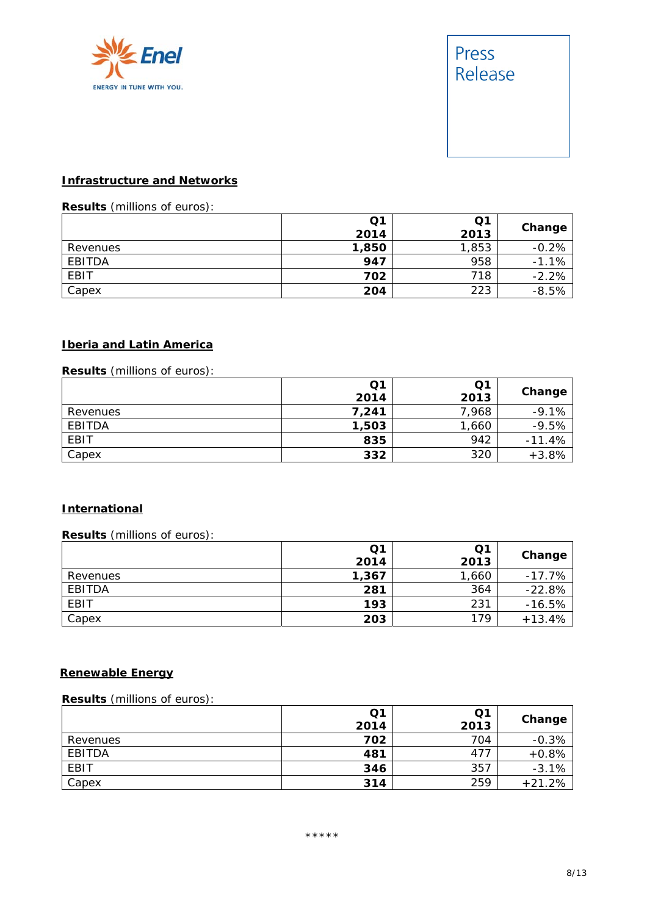## Infrastructure and Networks

**Results** (millions of euros):

| | Q1 2014 | Q1 2013 | Change |
|---|---|---|---|
| Revenues | **1,850** | 1,853 | -0.2% |
| EBITDA | **947** | 958 | -1.1% |
| EBIT | **702** | 718 | -2.2% |
| Capex | **204** | 223 | -8.5% |

## Iberia and Latin America

**Results** (millions of euros):

| | Q1 2014 | Q1 2013 | Change |
|---|---|---|---|
| Revenues | **7,241** | 7,968 | -9.1% |
| EBITDA | **1,503** | 1,660 | -9.5% |
| EBIT | **835** | 942 | -11.4% |
| Capex | **332** | 320 | +3.8% |

## International

**Results** (millions of euros):

| | Q1 2014 | Q1 2013 | Change |
|---|---|---|---|
| Revenues | **1,367** | 1,660 | -17.7% |
| EBITDA | **281** | 364 | -22.8% |
| EBIT | **193** | 231 | -16.5% |
| Capex | **203** | 179 | +13.4% |

## Renewable Energy

**Results** (millions of euros):

| | Q1 2014 | Q1 2013 | Change |
|---|---|---|---|
| Revenues | **702** | 704 | -0.3% |
| EBITDA | **481** | 477 | +0.8% |
| EBIT | **346** | 357 | -3.1% |
| Capex | **314** | 259 | +21.2% |

*****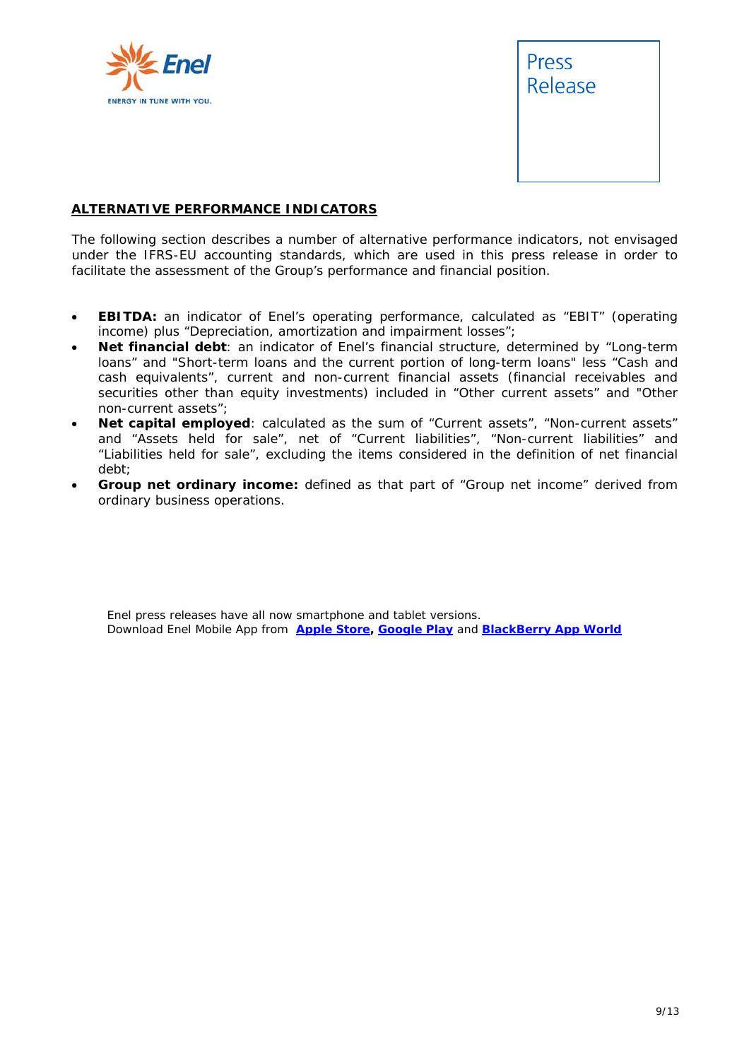## ALTERNATIVE PERFORMANCE INDICATORS

The following section describes a number of alternative performance indicators, not envisaged under the IFRS-EU accounting standards, which are used in this press release in order to facilitate the assessment of the Group's performance and financial position.

- **EBITDA:** an indicator of Enel's operating performance, calculated as "EBIT" (operating income) plus "Depreciation, amortization and impairment losses";
- **Net financial debt**: an indicator of Enel's financial structure, determined by "Long-term loans" and "Short-term loans and the current portion of long-term loans" less "Cash and cash equivalents", current and non-current financial assets (financial receivables and securities other than equity investments) included in "Other current assets" and "Other non-current assets";
- **Net capital employed**: calculated as the sum of "Current assets", "Non-current assets" and "Assets held for sale", net of "Current liabilities", "Non-current liabilities" and "Liabilities held for sale", excluding the items considered in the definition of net financial debt;
- **Group net ordinary income:** defined as that part of "Group net income" derived from ordinary business operations.

Enel press releases have all now smartphone and tablet versions.
Download Enel Mobile App from **Apple Store, Google Play** and **BlackBerry App World**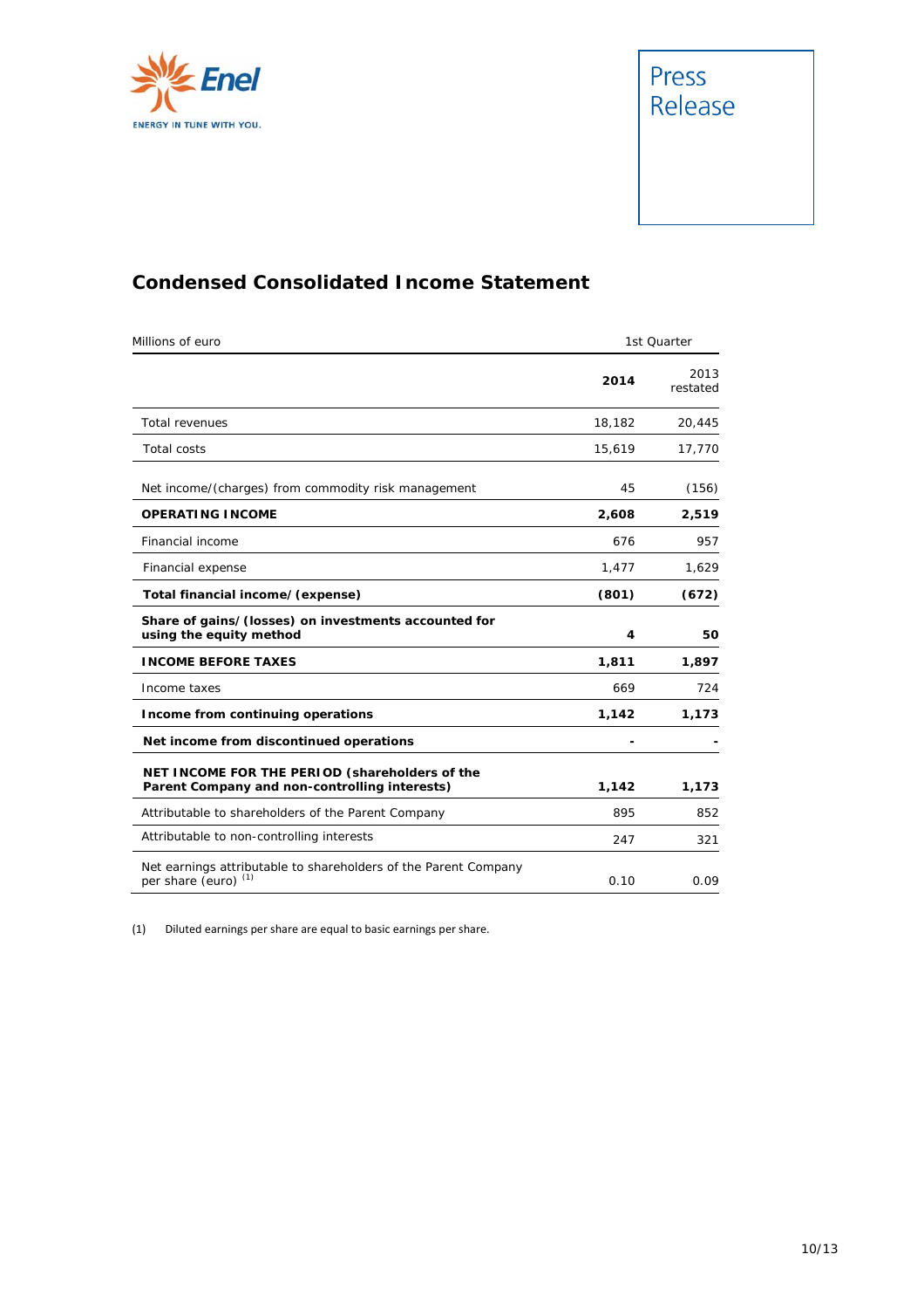## Condensed Consolidated Income Statement

| Millions of euro | 1st Quarter | |
|---|---|---|
| | **2014** | 2013 restated |
| Total revenues | 18,182 | 20,445 |
| Total costs | 15,619 | 17,770 |
| Net income/(charges) from commodity risk management | 45 | (156) |
| **OPERATING INCOME** | **2,608** | **2,519** |
| Financial income | 676 | 957 |
| Financial expense | 1,477 | 1,629 |
| **Total financial income/(expense)** | **(801)** | **(672)** |
| **Share of gains/(losses) on investments accounted for using the equity method** | **4** | **50** |
| **INCOME BEFORE TAXES** | **1,811** | **1,897** |
| Income taxes | 669 | 724 |
| **Income from continuing operations** | **1,142** | **1,173** |
| **Net income from discontinued operations** | **-** | **-** |
| **NET INCOME FOR THE PERIOD (shareholders of the Parent Company and non-controlling interests)** | **1,142** | **1,173** |
| Attributable to shareholders of the Parent Company | 895 | 852 |
| Attributable to non-controlling interests | 247 | 321 |
| Net earnings attributable to shareholders of the Parent Company per share (euro) [1] | 0.10 | 0.09 |

(1) Diluted earnings per share are equal to basic earnings per share.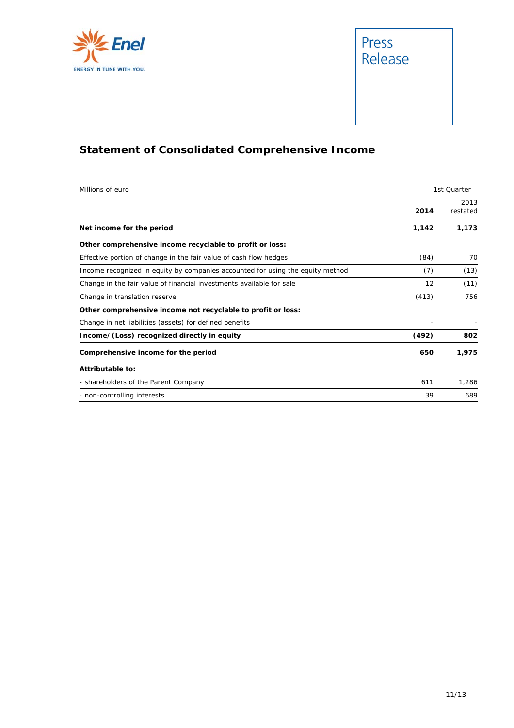Press Release

## Statement of Consolidated Comprehensive Income

| Millions of euro | 1st Quarter | |
|---|---|---|
| | **2014** | 2013 restated |
| **Net income for the period** | **1,142** | **1,173** |
| **Other comprehensive income recyclable to profit or loss:** | | |
| Effective portion of change in the fair value of cash flow hedges | (84) | 70 |
| Income recognized in equity by companies accounted for using the equity method | (7) | (13) |
| Change in the fair value of financial investments available for sale | 12 | (11) |
| Change in translation reserve | (413) | 756 |
| **Other comprehensive income not recyclable to profit or loss:** | | |
| Change in net liabilities (assets) for defined benefits | - | - |
| **Income/(Loss) recognized directly in equity** | **(492)** | **802** |
| **Comprehensive income for the period** | **650** | **1,975** |
| **Attributable to:** | | |
| - shareholders of the Parent Company | 611 | 1,286 |
| - non-controlling interests | 39 | 689 |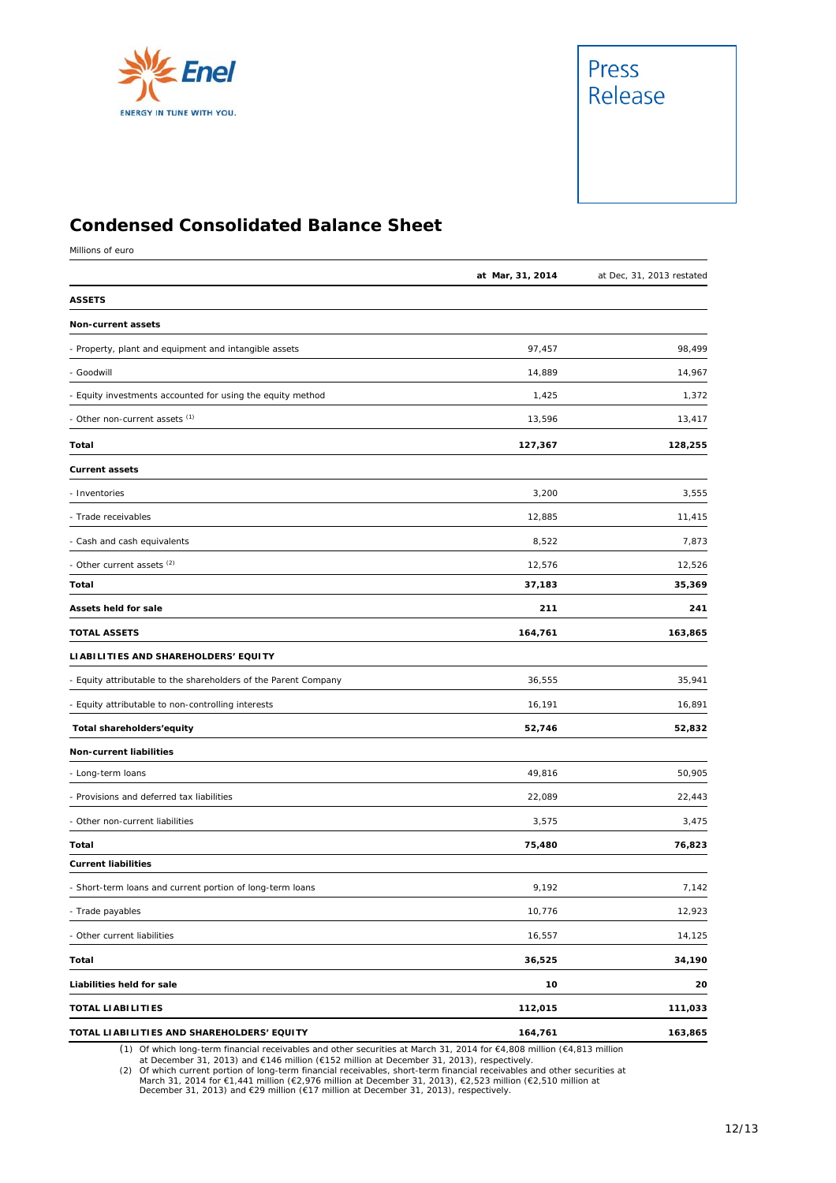Enel

ENERGY IN TUNE WITH YOU.

Press Release

## Condensed Consolidated Balance Sheet

Millions of euro

| | at Mar, 31, 2014 | at Dec, 31, 2013 restated |
|---|---|---|
| **ASSETS** | | |
| **Non-current assets** | | |
| - Property, plant and equipment and intangible assets | 97,457 | 98,499 |
| - Goodwill | 14,889 | 14,967 |
| - Equity investments accounted for using the equity method | 1,425 | 1,372 |
| - Other non-current assets [(1)] | 13,596 | 13,417 |
| **Total** | **127,367** | **128,255** |
| **Current assets** | | |
| - Inventories | 3,200 | 3,555 |
| - Trade receivables | 12,885 | 11,415 |
| - Cash and cash equivalents | 8,522 | 7,873 |
| - Other current assets [(2)] | 12,576 | 12,526 |
| **Total** | **37,183** | **35,369** |
| **Assets held for sale** | **211** | **241** |
| **TOTAL ASSETS** | **164,761** | **163,865** |
| **LIABILITIES AND SHAREHOLDERS' EQUITY** | | |
| - Equity attributable to the shareholders of the Parent Company | 36,555 | 35,941 |
| - Equity attributable to non-controlling interests | 16,191 | 16,891 |
| **Total shareholders'equity** | **52,746** | **52,832** |
| **Non-current liabilities** | | |
| - Long-term loans | 49,816 | 50,905 |
| - Provisions and deferred tax liabilities | 22,089 | 22,443 |
| - Other non-current liabilities | 3,575 | 3,475 |
| **Total** | **75,480** | **76,823** |
| **Current liabilities** | | |
| - Short-term loans and current portion of long-term loans | 9,192 | 7,142 |
| - Trade payables | 10,776 | 12,923 |
| - Other current liabilities | 16,557 | 14,125 |
| **Total** | **36,525** | **34,190** |
| **Liabilities held for sale** | **10** | **20** |
| **TOTAL LIABILITIES** | **112,015** | **111,033** |
| **TOTAL LIABILITIES AND SHAREHOLDERS' EQUITY** | **164,761** | **163,865** |

(1) Of which long-term financial receivables and other securities at March 31, 2014 for €4,808 million (€4,813 million at December 31, 2013) and €146 million (€152 million at December 31, 2013), respectively.

(2) Of which current portion of long-term financial receivables, short-term financial receivables and other securities at March 31, 2014 for €1,441 million (€2,976 million at December 31, 2013), €2,523 million (€2,510 million at December 31, 2013) and €29 million (€17 million at December 31, 2013), respectively.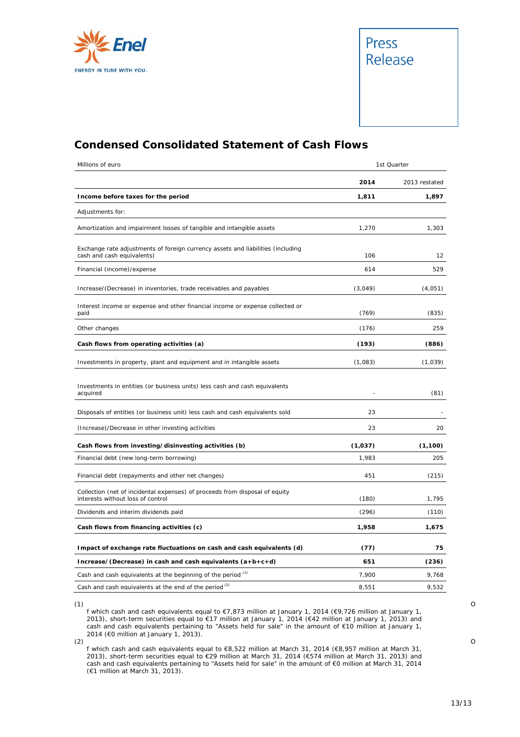## Condensed Consolidated Statement of Cash Flows

| Millions of euro | 1st Quarter | |
|---|---|---|
| | **2014** | 2013 restated |
| **Income before taxes for the period** | **1,811** | **1,897** |
| Adjustments for: | | |
| Amortization and impairment losses of tangible and intangible assets | 1,270 | 1,303 |
| Exchange rate adjustments of foreign currency assets and liabilities (including cash and cash equivalents) | 106 | 12 |
| Financial (income)/expense | 614 | 529 |
| Increase/(Decrease) in inventories, trade receivables and payables | (3,049) | (4,051) |
| Interest income or expense and other financial income or expense collected or paid | (769) | (835) |
| Other changes | (176) | 259 |
| **Cash flows from operating activities (a)** | **(193)** | **(886)** |
| Investments in property, plant and equipment and in intangible assets | (1,083) | (1,039) |
| Investments in entities (or business units) less cash and cash equivalents acquired | - | (81) |
| Disposals of entities (or business unit) less cash and cash equivalents sold | 23 | - |
| (Increase)/Decrease in other investing activities | 23 | 20 |
| **Cash flows from investing/disinvesting activities (b)** | **(1,037)** | **(1,100)** |
| Financial debt (new long-term borrowing) | 1,983 | 205 |
| Financial debt (repayments and other net changes) | 451 | (215) |
| Collection (net of incidental expenses) of proceeds from disposal of equity interests without loss of control | (180) | 1,795 |
| Dividends and interim dividends paid | (296) | (110) |
| **Cash flows from financing activities (c)** | **1,958** | **1,675** |
| **Impact of exchange rate fluctuations on cash and cash equivalents (d)** | **(77)** | **75** |
| **Increase/(Decrease) in cash and cash equivalents (a+b+c+d)** | **651** | **(236)** |
| Cash and cash equivalents at the beginning of the period [1] | 7,900 | 9,768 |
| Cash and cash equivalents at the end of the period [2] | 8,551 | 9,532 |

(1) Of which cash and cash equivalents equal to €7,873 million at January 1, 2014 (€9,726 million at January 1, 2013), short-term securities equal to €17 million at January 1, 2014 (€42 million at January 1, 2013) and cash and cash equivalents pertaining to "Assets held for sale" in the amount of €10 million at January 1, 2014 (€0 million at January 1, 2013).

(2) Of which cash and cash equivalents equal to €8,522 million at March 31, 2014 (€8,957 million at March 31, 2013), short-term securities equal to €29 million at March 31, 2014 (€574 million at March 31, 2013) and cash and cash equivalents pertaining to "Assets held for sale" in the amount of €0 million at March 31, 2014 (€1 million at March 31, 2013).